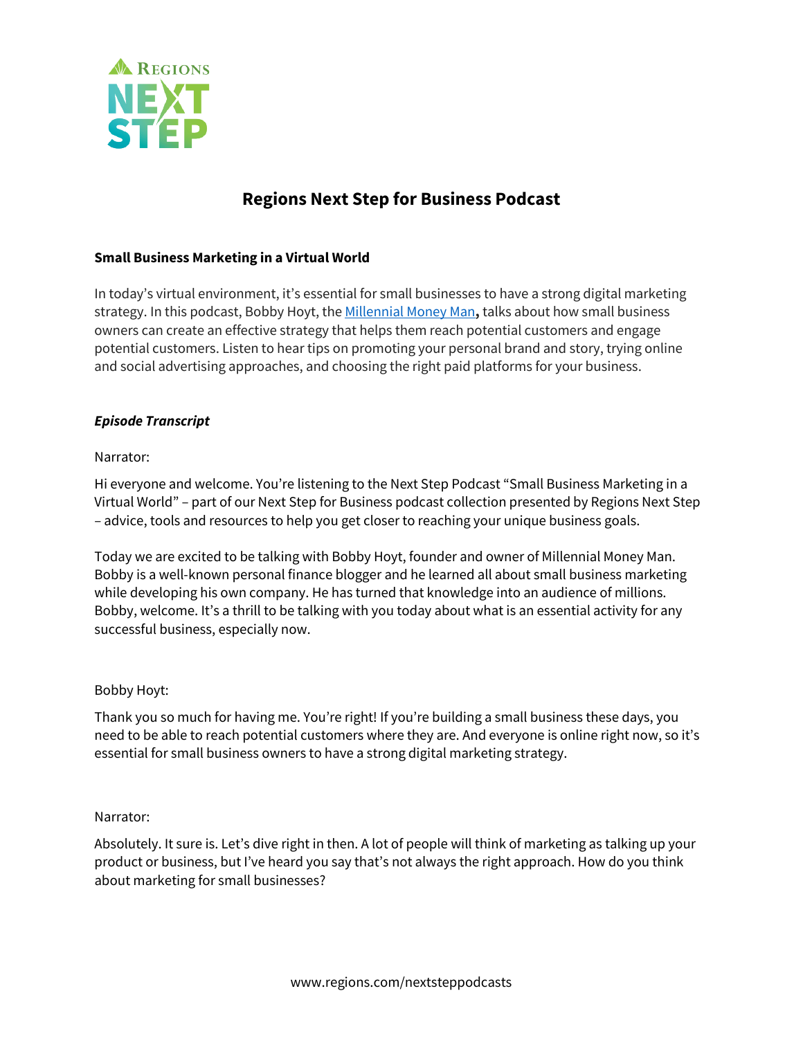# Regions Next Step for Business Podcast

### Small Business Marketing in a Virtual World

In today's virtual environment, it's essential for small businesses to have a strong digital marketing strategy. In this podcast, Bobby Hoyt, the Millennial Money Man**,** talks about how small business owners can create an effective strategy that helps them reach potential customers and engage potential customers. Listen to hear tips on promoting your personal brand and story, trying online and social advertising approaches, and choosing the right paid platforms for your business.

### *Episode Transcript*

Narrator:

Hi everyone and welcome. You're listening to the Next Step Podcast "Small Business Marketing in a Virtual World" – part of our Next Step for Business podcast collection presented by Regions Next Step – advice, tools and resources to help you get closer to reaching your unique business goals.

Today we are excited to be talking with Bobby Hoyt, founder and owner of Millennial Money Man. Bobby is a well-known personal finance blogger and he learned all about small business marketing while developing his own company. He has turned that knowledge into an audience of millions. Bobby, welcome. It's a thrill to be talking with you today about what is an essential activity for any successful business, especially now.

Bobby Hoyt:

Thank you so much for having me. You're right! If you're building a small business these days, you need to be able to reach potential customers where they are. And everyone is online right now, so it's essential for small business owners to have a strong digital marketing strategy.

Narrator:

Absolutely. It sure is. Let's dive right in then. A lot of people will think of marketing as talking up your product or business, but I've heard you say that's not always the right approach. How do you think about marketing for small businesses?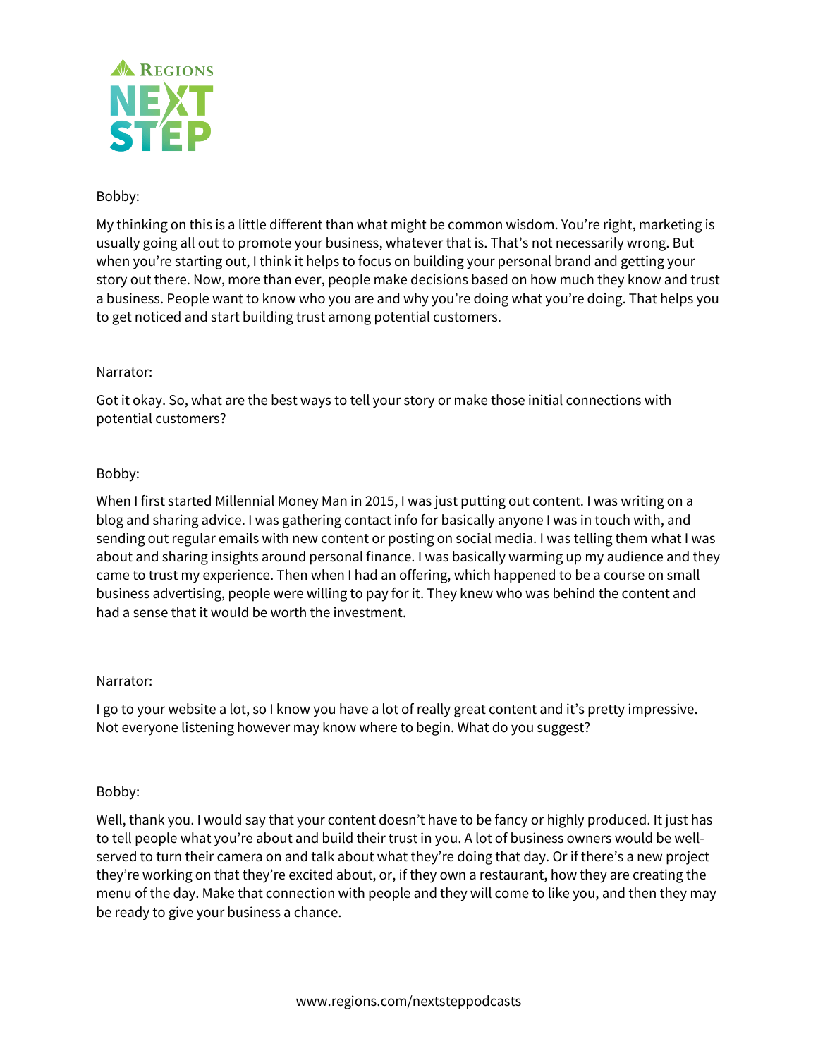Bobby:

My thinking on this is a little different than what might be common wisdom. You're right, marketing is usually going all out to promote your business, whatever that is. That's not necessarily wrong. But when you're starting out, I think it helps to focus on building your personal brand and getting your story out there. Now, more than ever, people make decisions based on how much they know and trust a business. People want to know who you are and why you're doing what you're doing. That helps you to get noticed and start building trust among potential customers.

Narrator:

Got it okay. So, what are the best ways to tell your story or make those initial connections with potential customers?

Bobby:

When I first started Millennial Money Man in 2015, I was just putting out content. I was writing on a blog and sharing advice. I was gathering contact info for basically anyone I was in touch with, and sending out regular emails with new content or posting on social media. I was telling them what I was about and sharing insights around personal finance. I was basically warming up my audience and they came to trust my experience. Then when I had an offering, which happened to be a course on small business advertising, people were willing to pay for it. They knew who was behind the content and had a sense that it would be worth the investment.

Narrator:

I go to your website a lot, so I know you have a lot of really great content and it's pretty impressive. Not everyone listening however may know where to begin. What do you suggest?

Bobby:

Well, thank you. I would say that your content doesn't have to be fancy or highly produced. It just has to tell people what you're about and build their trust in you. A lot of business owners would be well-served to turn their camera on and talk about what they're doing that day. Or if there's a new project they're working on that they're excited about, or, if they own a restaurant, how they are creating the menu of the day. Make that connection with people and they will come to like you, and then they may be ready to give your business a chance.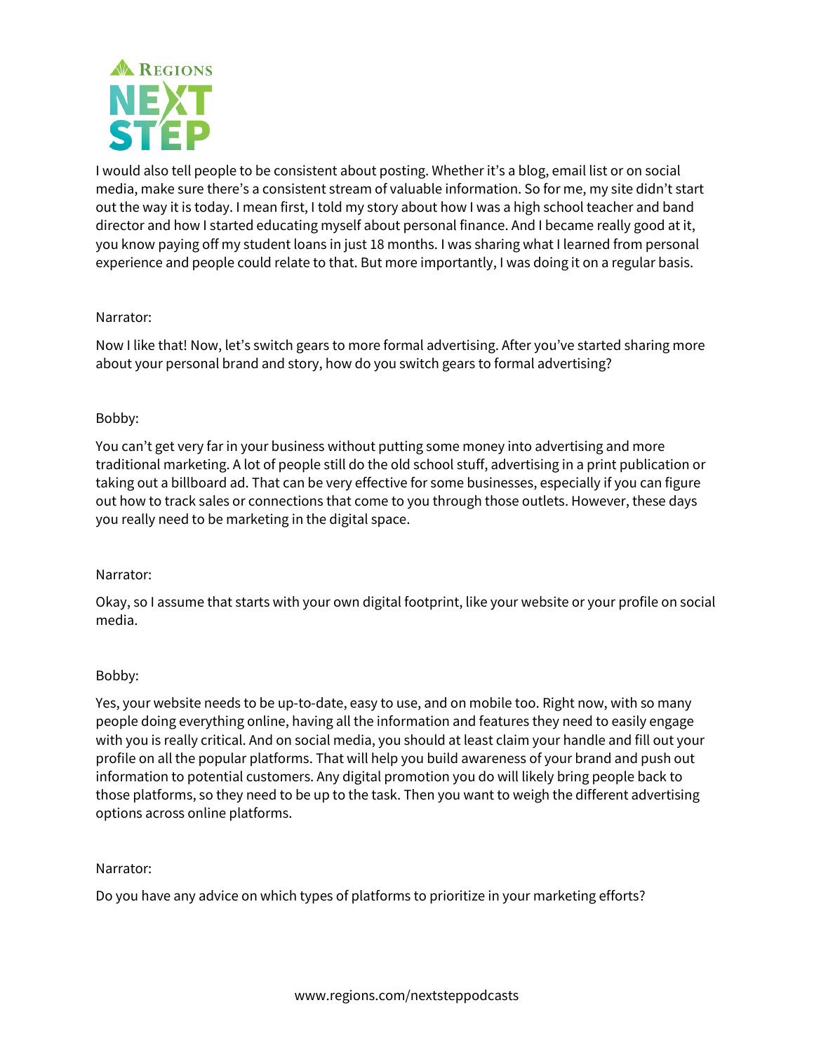I would also tell people to be consistent about posting. Whether it's a blog, email list or on social media, make sure there's a consistent stream of valuable information. So for me, my site didn't start out the way it is today. I mean first, I told my story about how I was a high school teacher and band director and how I started educating myself about personal finance. And I became really good at it, you know paying off my student loans in just 18 months. I was sharing what I learned from personal experience and people could relate to that. But more importantly, I was doing it on a regular basis.

Narrator:

Now I like that! Now, let's switch gears to more formal advertising. After you've started sharing more about your personal brand and story, how do you switch gears to formal advertising?

Bobby:

You can't get very far in your business without putting some money into advertising and more traditional marketing. A lot of people still do the old school stuff, advertising in a print publication or taking out a billboard ad. That can be very effective for some businesses, especially if you can figure out how to track sales or connections that come to you through those outlets. However, these days you really need to be marketing in the digital space.

Narrator:

Okay, so I assume that starts with your own digital footprint, like your website or your profile on social media.

Bobby:

Yes, your website needs to be up-to-date, easy to use, and on mobile too. Right now, with so many people doing everything online, having all the information and features they need to easily engage with you is really critical. And on social media, you should at least claim your handle and fill out your profile on all the popular platforms. That will help you build awareness of your brand and push out information to potential customers. Any digital promotion you do will likely bring people back to those platforms, so they need to be up to the task. Then you want to weigh the different advertising options across online platforms.

Narrator:

Do you have any advice on which types of platforms to prioritize in your marketing efforts?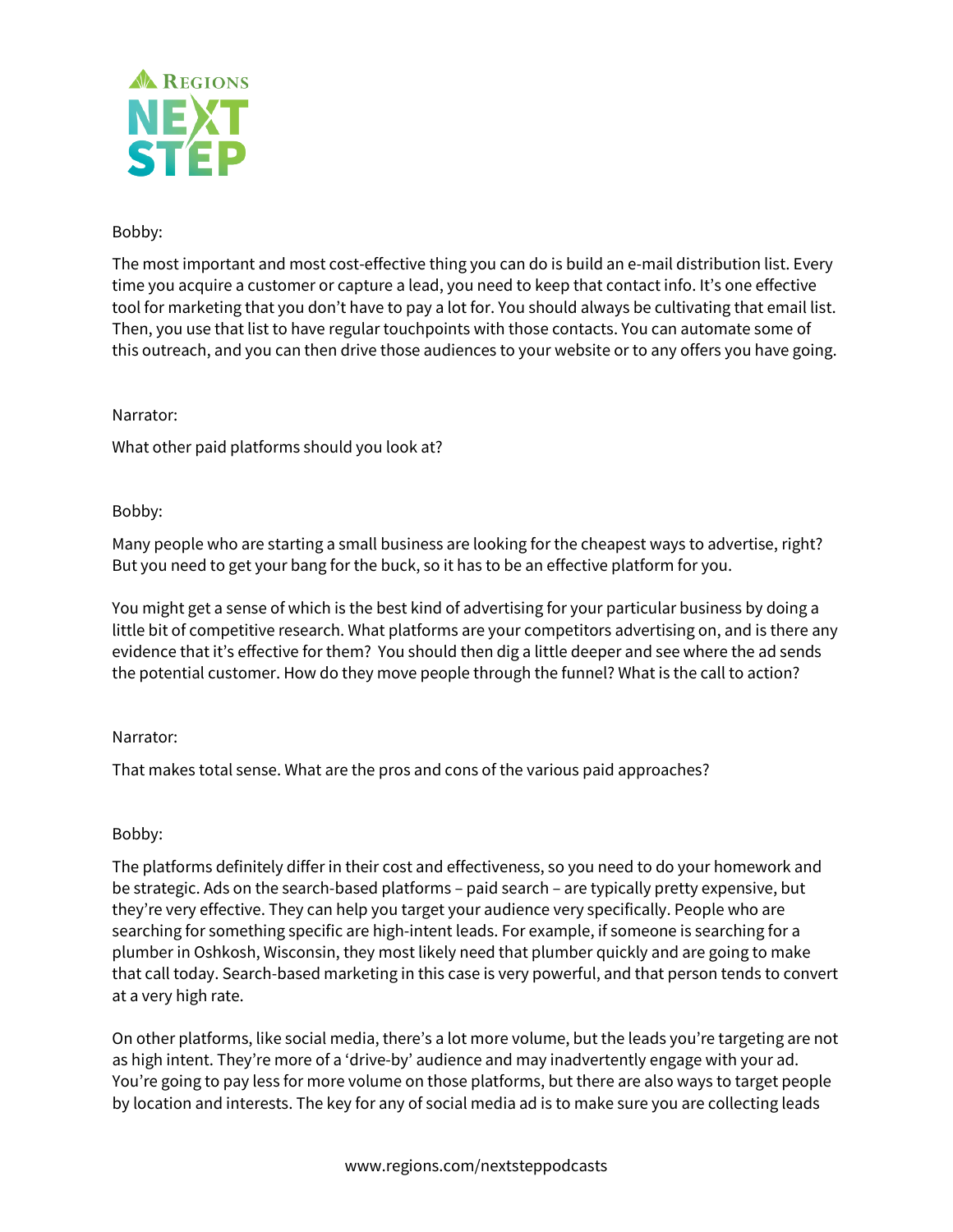Bobby:

The most important and most cost-effective thing you can do is build an e-mail distribution list. Every time you acquire a customer or capture a lead, you need to keep that contact info. It's one effective tool for marketing that you don't have to pay a lot for. You should always be cultivating that email list. Then, you use that list to have regular touchpoints with those contacts. You can automate some of this outreach, and you can then drive those audiences to your website or to any offers you have going.

Narrator:

What other paid platforms should you look at?

Bobby:

Many people who are starting a small business are looking for the cheapest ways to advertise, right? But you need to get your bang for the buck, so it has to be an effective platform for you.

You might get a sense of which is the best kind of advertising for your particular business by doing a little bit of competitive research. What platforms are your competitors advertising on, and is there any evidence that it's effective for them? You should then dig a little deeper and see where the ad sends the potential customer. How do they move people through the funnel? What is the call to action?

Narrator:

That makes total sense. What are the pros and cons of the various paid approaches?

Bobby:

The platforms definitely differ in their cost and effectiveness, so you need to do your homework and be strategic. Ads on the search-based platforms – paid search – are typically pretty expensive, but they're very effective. They can help you target your audience very specifically. People who are searching for something specific are high-intent leads. For example, if someone is searching for a plumber in Oshkosh, Wisconsin, they most likely need that plumber quickly and are going to make that call today. Search-based marketing in this case is very powerful, and that person tends to convert at a very high rate.

On other platforms, like social media, there's a lot more volume, but the leads you're targeting are not as high intent. They're more of a 'drive-by' audience and may inadvertently engage with your ad. You're going to pay less for more volume on those platforms, but there are also ways to target people by location and interests. The key for any of social media ad is to make sure you are collecting leads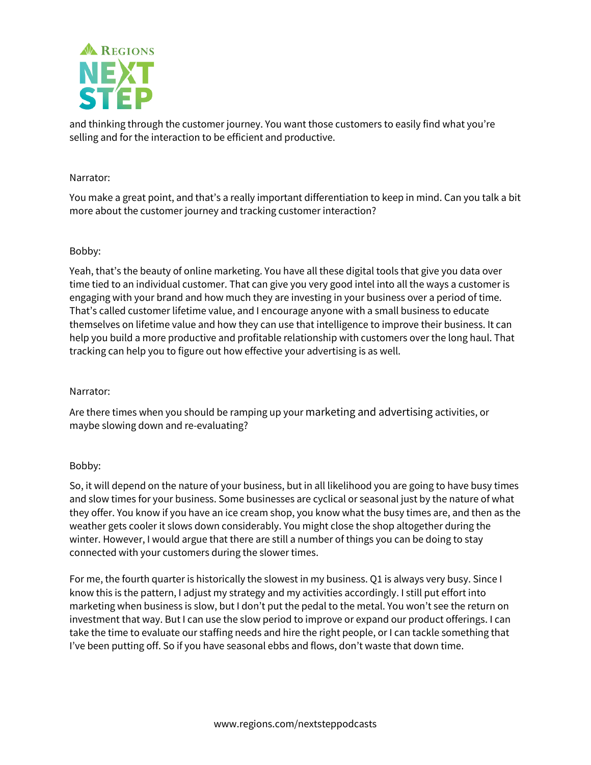and thinking through the customer journey. You want those customers to easily find what you're selling and for the interaction to be efficient and productive.

Narrator:

You make a great point, and that's a really important differentiation to keep in mind. Can you talk a bit more about the customer journey and tracking customer interaction?

Bobby:

Yeah, that's the beauty of online marketing. You have all these digital tools that give you data over time tied to an individual customer. That can give you very good intel into all the ways a customer is engaging with your brand and how much they are investing in your business over a period of time. That's called customer lifetime value, and I encourage anyone with a small business to educate themselves on lifetime value and how they can use that intelligence to improve their business. It can help you build a more productive and profitable relationship with customers over the long haul. That tracking can help you to figure out how effective your advertising is as well.

Narrator:

Are there times when you should be ramping up your marketing and advertising activities, or maybe slowing down and re-evaluating?

Bobby:

So, it will depend on the nature of your business, but in all likelihood you are going to have busy times and slow times for your business. Some businesses are cyclical or seasonal just by the nature of what they offer. You know if you have an ice cream shop, you know what the busy times are, and then as the weather gets cooler it slows down considerably. You might close the shop altogether during the winter. However, I would argue that there are still a number of things you can be doing to stay connected with your customers during the slower times.

For me, the fourth quarter is historically the slowest in my business. Q1 is always very busy. Since I know this is the pattern, I adjust my strategy and my activities accordingly. I still put effort into marketing when business is slow, but I don't put the pedal to the metal. You won't see the return on investment that way. But I can use the slow period to improve or expand our product offerings. I can take the time to evaluate our staffing needs and hire the right people, or I can tackle something that I've been putting off. So if you have seasonal ebbs and flows, don't waste that down time.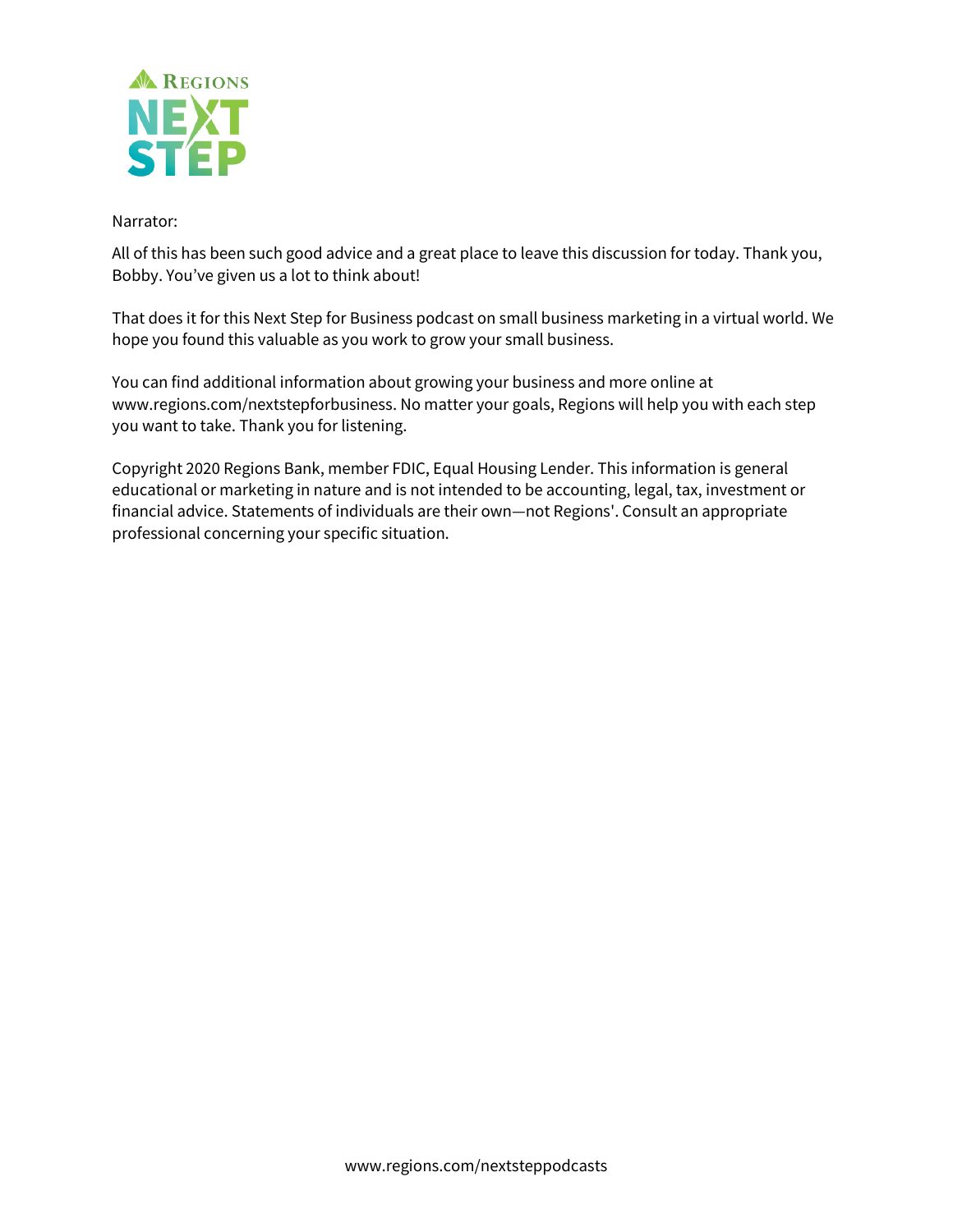Narrator:

All of this has been such good advice and a great place to leave this discussion for today. Thank you, Bobby. You've given us a lot to think about!

That does it for this Next Step for Business podcast on small business marketing in a virtual world. We hope you found this valuable as you work to grow your small business.

You can find additional information about growing your business and more online at www.regions.com/nextstepforbusiness. No matter your goals, Regions will help you with each step you want to take. Thank you for listening.

Copyright 2020 Regions Bank, member FDIC, Equal Housing Lender. This information is general educational or marketing in nature and is not intended to be accounting, legal, tax, investment or financial advice. Statements of individuals are their own—not Regions'. Consult an appropriate professional concerning your specific situation.